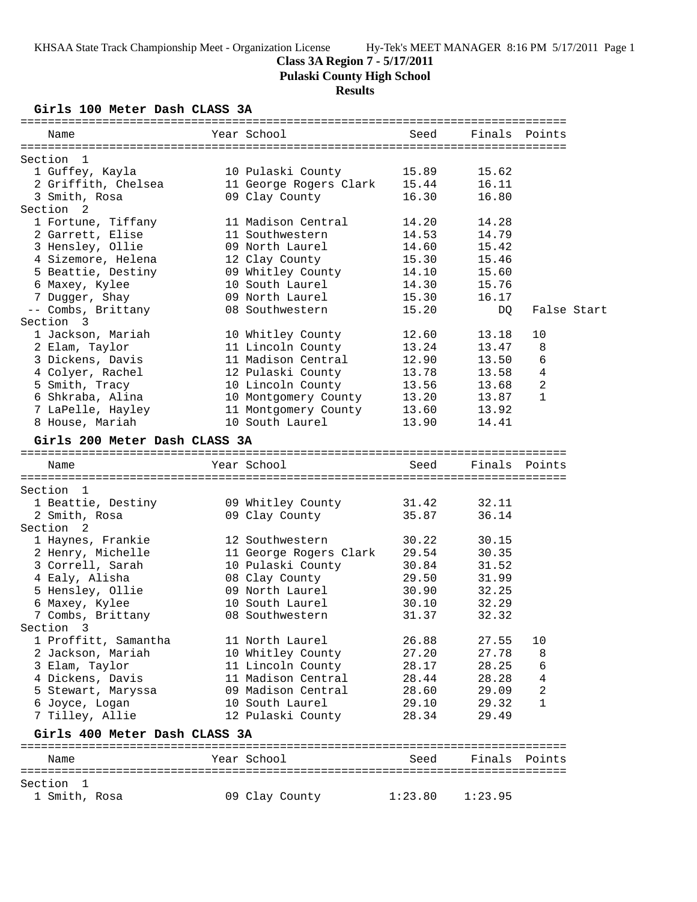**Class 3A Region 7 - 5/17/2011**

**Pulaski County High School**

**Results**

### Girls 100 Meter Dash CLASS 3A

| | Name | Year | School | Seed | Finals | Points |
|---|---|---|---|---|---|---|
| **Section 1** | | | | | | |
| 1 | Guffey, Kayla | 10 | Pulaski County | 15.89 | 15.62 | |
| 2 | Griffith, Chelsea | 11 | George Rogers Clark | 15.44 | 16.11 | |
| 3 | Smith, Rosa | 09 | Clay County | 16.30 | 16.80 | |
| **Section 2** | | | | | | |
| 1 | Fortune, Tiffany | 11 | Madison Central | 14.20 | 14.28 | |
| 2 | Garrett, Elise | 11 | Southwestern | 14.53 | 14.79 | |
| 3 | Hensley, Ollie | 09 | North Laurel | 14.60 | 15.42 | |
| 4 | Sizemore, Helena | 12 | Clay County | 15.30 | 15.46 | |
| 5 | Beattie, Destiny | 09 | Whitley County | 14.10 | 15.60 | |
| 6 | Maxey, Kylee | 10 | South Laurel | 14.30 | 15.76 | |
| 7 | Dugger, Shay | 09 | North Laurel | 15.30 | 16.17 | |
| -- | Combs, Brittany | 08 | Southwestern | 15.20 | DQ | False Start |
| **Section 3** | | | | | | |
| 1 | Jackson, Mariah | 10 | Whitley County | 12.60 | 13.18 | 10 |
| 2 | Elam, Taylor | 11 | Lincoln County | 13.24 | 13.47 | 8 |
| 3 | Dickens, Davis | 11 | Madison Central | 12.90 | 13.50 | 6 |
| 4 | Colyer, Rachel | 12 | Pulaski County | 13.78 | 13.58 | 4 |
| 5 | Smith, Tracy | 10 | Lincoln County | 13.56 | 13.68 | 2 |
| 6 | Shkraba, Alina | 10 | Montgomery County | 13.20 | 13.87 | 1 |
| 7 | LaPelle, Hayley | 11 | Montgomery County | 13.60 | 13.92 | |
| 8 | House, Mariah | 10 | South Laurel | 13.90 | 14.41 | |

### Girls 200 Meter Dash CLASS 3A

| | Name | Year | School | Seed | Finals | Points |
|---|---|---|---|---|---|---|
| **Section 1** | | | | | | |
| 1 | Beattie, Destiny | 09 | Whitley County | 31.42 | 32.11 | |
| 2 | Smith, Rosa | 09 | Clay County | 35.87 | 36.14 | |
| **Section 2** | | | | | | |
| 1 | Haynes, Frankie | 12 | Southwestern | 30.22 | 30.15 | |
| 2 | Henry, Michelle | 11 | George Rogers Clark | 29.54 | 30.35 | |
| 3 | Correll, Sarah | 10 | Pulaski County | 30.84 | 31.52 | |
| 4 | Ealy, Alisha | 08 | Clay County | 29.50 | 31.99 | |
| 5 | Hensley, Ollie | 09 | North Laurel | 30.90 | 32.25 | |
| 6 | Maxey, Kylee | 10 | South Laurel | 30.10 | 32.29 | |
| 7 | Combs, Brittany | 08 | Southwestern | 31.37 | 32.32 | |
| **Section 3** | | | | | | |
| 1 | Proffitt, Samantha | 11 | North Laurel | 26.88 | 27.55 | 10 |
| 2 | Jackson, Mariah | 10 | Whitley County | 27.20 | 27.78 | 8 |
| 3 | Elam, Taylor | 11 | Lincoln County | 28.17 | 28.25 | 6 |
| 4 | Dickens, Davis | 11 | Madison Central | 28.44 | 28.28 | 4 |
| 5 | Stewart, Maryssa | 09 | Madison Central | 28.60 | 29.09 | 2 |
| 6 | Joyce, Logan | 10 | South Laurel | 29.10 | 29.32 | 1 |
| 7 | Tilley, Allie | 12 | Pulaski County | 28.34 | 29.49 | |

### Girls 400 Meter Dash CLASS 3A

| | Name | Year | School | Seed | Finals | Points |
|---|---|---|---|---|---|---|
| **Section 1** | | | | | | |
| 1 | Smith, Rosa | 09 | Clay County | 1:23.80 | 1:23.95 | |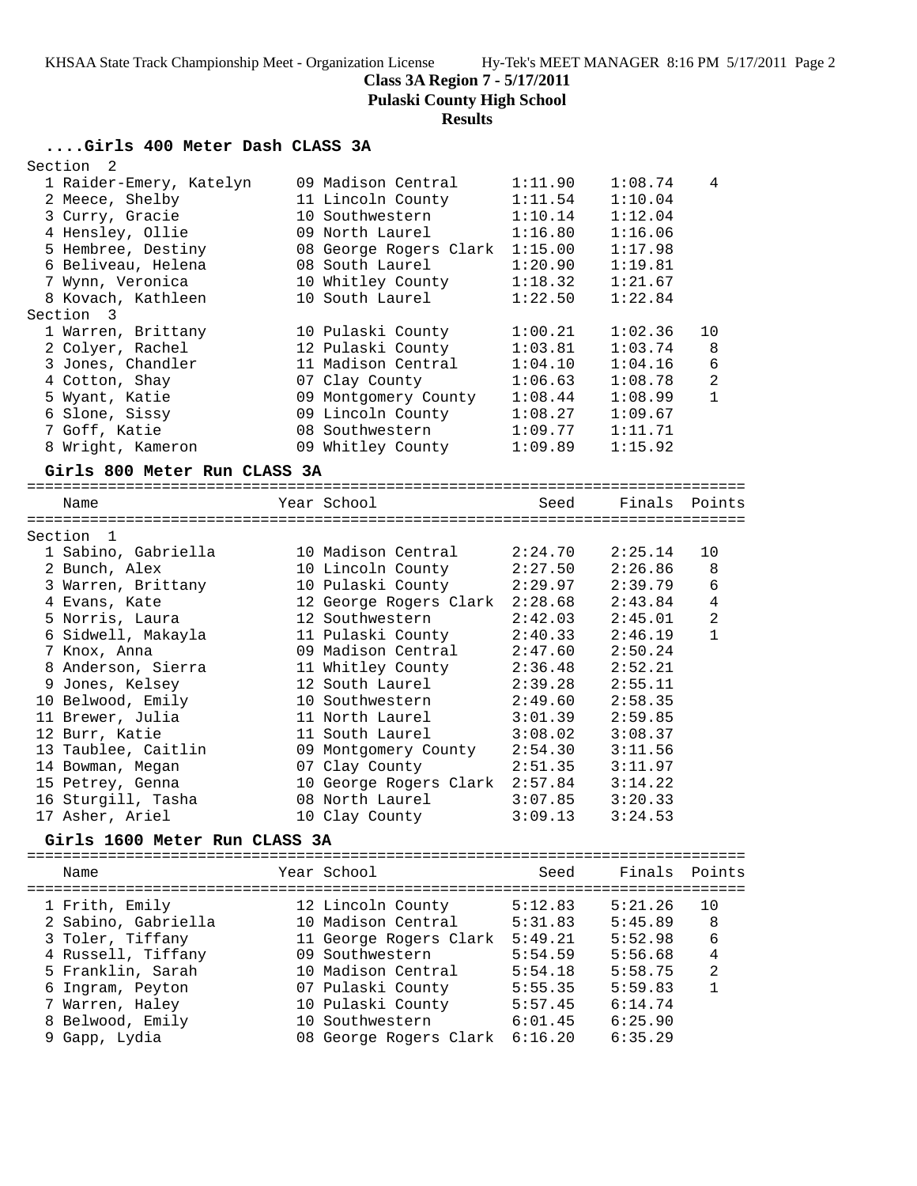**Class 3A Region 7 - 5/17/2011**

**Pulaski County High School**

**Results**

### ....Girls 400 Meter Dash CLASS 3A

Section 2

| Name | Year | School | Seed | Finals | Points |
|---|---|---|---|---|---|
| 1 Raider-Emery, Katelyn | 09 | Madison Central | 1:11.90 | 1:08.74 | 4 |
| 2 Meece, Shelby | 11 | Lincoln County | 1:11.54 | 1:10.04 | |
| 3 Curry, Gracie | 10 | Southwestern | 1:10.14 | 1:12.04 | |
| 4 Hensley, Ollie | 09 | North Laurel | 1:16.80 | 1:16.06 | |
| 5 Hembree, Destiny | 08 | George Rogers Clark | 1:15.00 | 1:17.98 | |
| 6 Beliveau, Helena | 08 | South Laurel | 1:20.90 | 1:19.81 | |
| 7 Wynn, Veronica | 10 | Whitley County | 1:18.32 | 1:21.67 | |
| 8 Kovach, Kathleen | 10 | South Laurel | 1:22.50 | 1:22.84 | |

Section 3

| Name | Year | School | Seed | Finals | Points |
|---|---|---|---|---|---|
| 1 Warren, Brittany | 10 | Pulaski County | 1:00.21 | 1:02.36 | 10 |
| 2 Colyer, Rachel | 12 | Pulaski County | 1:03.81 | 1:03.74 | 8 |
| 3 Jones, Chandler | 11 | Madison Central | 1:04.10 | 1:04.16 | 6 |
| 4 Cotton, Shay | 07 | Clay County | 1:06.63 | 1:08.78 | 2 |
| 5 Wyant, Katie | 09 | Montgomery County | 1:08.44 | 1:08.99 | 1 |
| 6 Slone, Sissy | 09 | Lincoln County | 1:08.27 | 1:09.67 | |
| 7 Goff, Katie | 08 | Southwestern | 1:09.77 | 1:11.71 | |
| 8 Wright, Kameron | 09 | Whitley County | 1:09.89 | 1:15.92 | |

### Girls 800 Meter Run CLASS 3A

Section 1

| Name | Year | School | Seed | Finals | Points |
|---|---|---|---|---|---|
| 1 Sabino, Gabriella | 10 | Madison Central | 2:24.70 | 2:25.14 | 10 |
| 2 Bunch, Alex | 10 | Lincoln County | 2:27.50 | 2:26.86 | 8 |
| 3 Warren, Brittany | 10 | Pulaski County | 2:29.97 | 2:39.79 | 6 |
| 4 Evans, Kate | 12 | George Rogers Clark | 2:28.68 | 2:43.84 | 4 |
| 5 Norris, Laura | 12 | Southwestern | 2:42.03 | 2:45.01 | 2 |
| 6 Sidwell, Makayla | 11 | Pulaski County | 2:40.33 | 2:46.19 | 1 |
| 7 Knox, Anna | 09 | Madison Central | 2:47.60 | 2:50.24 | |
| 8 Anderson, Sierra | 11 | Whitley County | 2:36.48 | 2:52.21 | |
| 9 Jones, Kelsey | 12 | South Laurel | 2:39.28 | 2:55.11 | |
| 10 Belwood, Emily | 10 | Southwestern | 2:49.60 | 2:58.35 | |
| 11 Brewer, Julia | 11 | North Laurel | 3:01.39 | 2:59.85 | |
| 12 Burr, Katie | 11 | South Laurel | 3:08.02 | 3:08.37 | |
| 13 Taublee, Caitlin | 09 | Montgomery County | 2:54.30 | 3:11.56 | |
| 14 Bowman, Megan | 07 | Clay County | 2:51.35 | 3:11.97 | |
| 15 Petrey, Genna | 10 | George Rogers Clark | 2:57.84 | 3:14.22 | |
| 16 Sturgill, Tasha | 08 | North Laurel | 3:07.85 | 3:20.33 | |
| 17 Asher, Ariel | 10 | Clay County | 3:09.13 | 3:24.53 | |

### Girls 1600 Meter Run CLASS 3A

| Name | Year | School | Seed | Finals | Points |
|---|---|---|---|---|---|
| 1 Frith, Emily | 12 | Lincoln County | 5:12.83 | 5:21.26 | 10 |
| 2 Sabino, Gabriella | 10 | Madison Central | 5:31.83 | 5:45.89 | 8 |
| 3 Toler, Tiffany | 11 | George Rogers Clark | 5:49.21 | 5:52.98 | 6 |
| 4 Russell, Tiffany | 09 | Southwestern | 5:54.59 | 5:56.68 | 4 |
| 5 Franklin, Sarah | 10 | Madison Central | 5:54.18 | 5:58.75 | 2 |
| 6 Ingram, Peyton | 07 | Pulaski County | 5:55.35 | 5:59.83 | 1 |
| 7 Warren, Haley | 10 | Pulaski County | 5:57.45 | 6:14.74 | |
| 8 Belwood, Emily | 10 | Southwestern | 6:01.45 | 6:25.90 | |
| 9 Gapp, Lydia | 08 | George Rogers Clark | 6:16.20 | 6:35.29 | |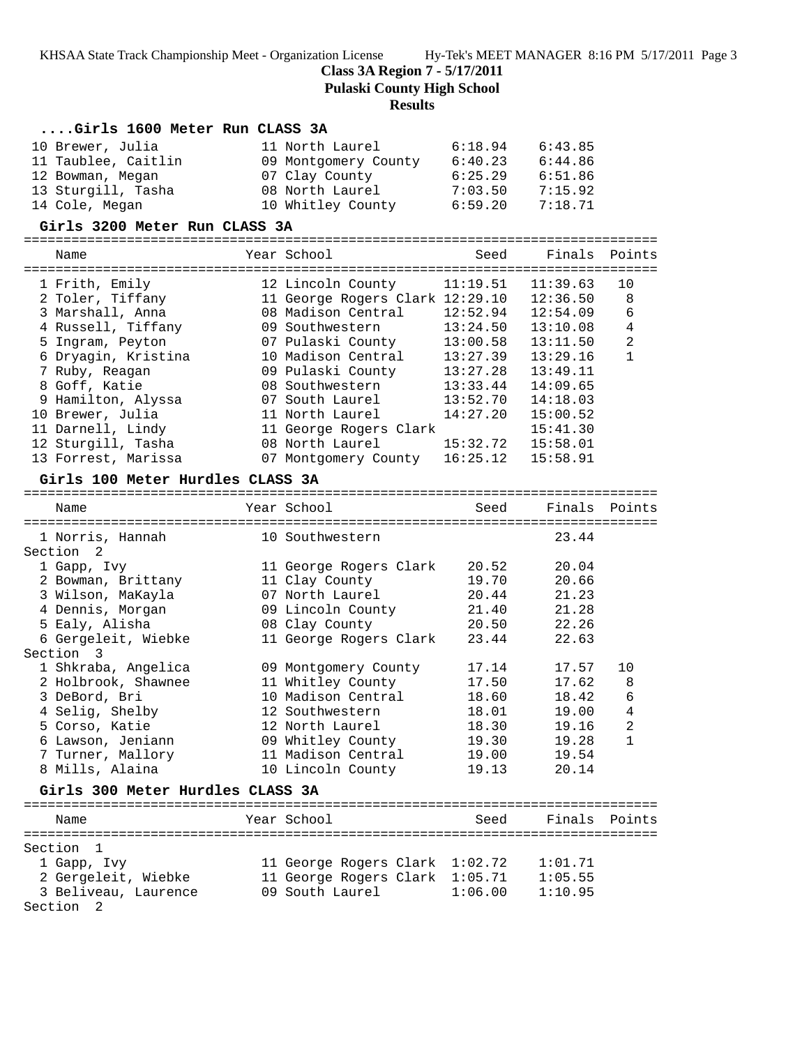**Class 3A Region 7 - 5/17/2011**
**Pulaski County High School**
**Results**

### ....Girls 1600 Meter Run CLASS 3A

| Name | Year | School | Seed | Finals | Points |
|---|---|---|---|---|---|
| 10 Brewer, Julia | 11 | North Laurel | 6:18.94 | 6:43.85 | |
| 11 Taublee, Caitlin | 09 | Montgomery County | 6:40.23 | 6:44.86 | |
| 12 Bowman, Megan | 07 | Clay County | 6:25.29 | 6:51.86 | |
| 13 Sturgill, Tasha | 08 | North Laurel | 7:03.50 | 7:15.92 | |
| 14 Cole, Megan | 10 | Whitley County | 6:59.20 | 7:18.71 | |

### Girls 3200 Meter Run CLASS 3A

| Name | Year | School | Seed | Finals | Points |
|---|---|---|---|---|---|
| 1 Frith, Emily | 12 | Lincoln County | 11:19.51 | 11:39.63 | 10 |
| 2 Toler, Tiffany | 11 | George Rogers Clark | 12:29.10 | 12:36.50 | 8 |
| 3 Marshall, Anna | 08 | Madison Central | 12:52.94 | 12:54.09 | 6 |
| 4 Russell, Tiffany | 09 | Southwestern | 13:24.50 | 13:10.08 | 4 |
| 5 Ingram, Peyton | 07 | Pulaski County | 13:00.58 | 13:11.50 | 2 |
| 6 Dryagin, Kristina | 10 | Madison Central | 13:27.39 | 13:29.16 | 1 |
| 7 Ruby, Reagan | 09 | Pulaski County | 13:27.28 | 13:49.11 | |
| 8 Goff, Katie | 08 | Southwestern | 13:33.44 | 14:09.65 | |
| 9 Hamilton, Alyssa | 07 | South Laurel | 13:52.70 | 14:18.03 | |
| 10 Brewer, Julia | 11 | North Laurel | 14:27.20 | 15:00.52 | |
| 11 Darnell, Lindy | 11 | George Rogers Clark | | 15:41.30 | |
| 12 Sturgill, Tasha | 08 | North Laurel | 15:32.72 | 15:58.01 | |
| 13 Forrest, Marissa | 07 | Montgomery County | 16:25.12 | 15:58.91 | |

### Girls 100 Meter Hurdles CLASS 3A

| Name | Year | School | Seed | Finals | Points |
|---|---|---|---|---|---|
| 1 Norris, Hannah | 10 | Southwestern | | 23.44 | |
| **Section 2** | | | | | |
| 1 Gapp, Ivy | 11 | George Rogers Clark | 20.52 | 20.04 | |
| 2 Bowman, Brittany | 11 | Clay County | 19.70 | 20.66 | |
| 3 Wilson, MaKayla | 07 | North Laurel | 20.44 | 21.23 | |
| 4 Dennis, Morgan | 09 | Lincoln County | 21.40 | 21.28 | |
| 5 Ealy, Alisha | 08 | Clay County | 20.50 | 22.26 | |
| 6 Gergeleit, Wiebke | 11 | George Rogers Clark | 23.44 | 22.63 | |
| **Section 3** | | | | | |
| 1 Shkraba, Angelica | 09 | Montgomery County | 17.14 | 17.57 | 10 |
| 2 Holbrook, Shawnee | 11 | Whitley County | 17.50 | 17.62 | 8 |
| 3 DeBord, Bri | 10 | Madison Central | 18.60 | 18.42 | 6 |
| 4 Selig, Shelby | 12 | Southwestern | 18.01 | 19.00 | 4 |
| 5 Corso, Katie | 12 | North Laurel | 18.30 | 19.16 | 2 |
| 6 Lawson, Jeniann | 09 | Whitley County | 19.30 | 19.28 | 1 |
| 7 Turner, Mallory | 11 | Madison Central | 19.00 | 19.54 | |
| 8 Mills, Alaina | 10 | Lincoln County | 19.13 | 20.14 | |

### Girls 300 Meter Hurdles CLASS 3A

| Name | Year | School | Seed | Finals | Points |
|---|---|---|---|---|---|
| **Section 1** | | | | | |
| 1 Gapp, Ivy | 11 | George Rogers Clark | 1:02.72 | 1:01.71 | |
| 2 Gergeleit, Wiebke | 11 | George Rogers Clark | 1:05.71 | 1:05.55 | |
| 3 Beliveau, Laurence | 09 | South Laurel | 1:06.00 | 1:10.95 | |
| **Section 2** | | | | | |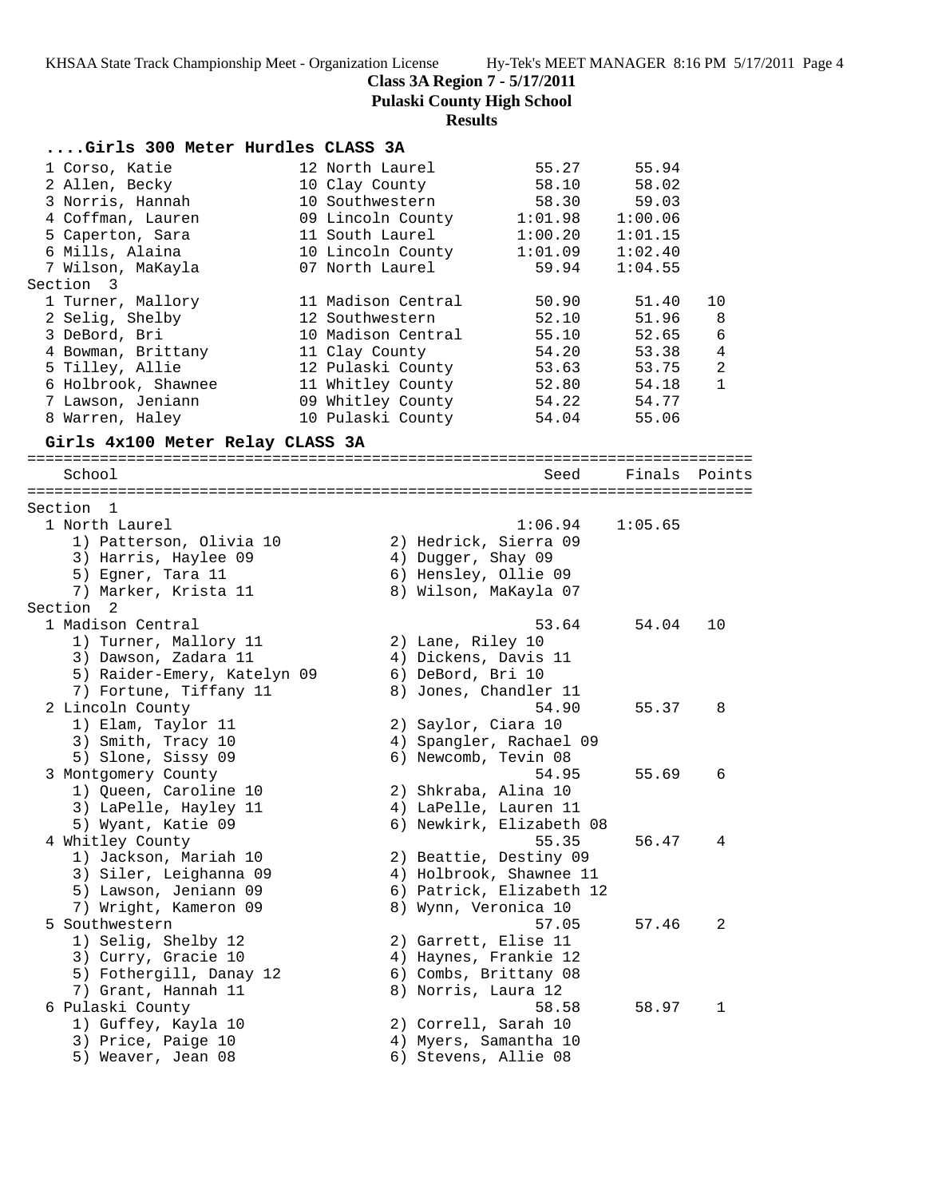**Class 3A Region 7 - 5/17/2011**
**Pulaski County High School**
**Results**

### ....Girls 300 Meter Hurdles CLASS 3A

| Place | Name | Yr | School | Seed | Finals | Points |
|---|---|---|---|---|---|---|
| 1 | Corso, Katie | 12 | North Laurel | 55.27 | 55.94 | |
| 2 | Allen, Becky | 10 | Clay County | 58.10 | 58.02 | |
| 3 | Norris, Hannah | 10 | Southwestern | 58.30 | 59.03 | |
| 4 | Coffman, Lauren | 09 | Lincoln County | 1:01.98 | 1:00.06 | |
| 5 | Caperton, Sara | 11 | South Laurel | 1:00.20 | 1:01.15 | |
| 6 | Mills, Alaina | 10 | Lincoln County | 1:01.09 | 1:02.40 | |
| 7 | Wilson, MaKayla | 07 | North Laurel | 59.94 | 1:04.55 | |
| **Section 3** | | | | | | |
| 1 | Turner, Mallory | 11 | Madison Central | 50.90 | 51.40 | 10 |
| 2 | Selig, Shelby | 12 | Southwestern | 52.10 | 51.96 | 8 |
| 3 | DeBord, Bri | 10 | Madison Central | 55.10 | 52.65 | 6 |
| 4 | Bowman, Brittany | 11 | Clay County | 54.20 | 53.38 | 4 |
| 5 | Tilley, Allie | 12 | Pulaski County | 53.63 | 53.75 | 2 |
| 6 | Holbrook, Shawnee | 11 | Whitley County | 52.80 | 54.18 | 1 |
| 7 | Lawson, Jeniann | 09 | Whitley County | 54.22 | 54.77 | |
| 8 | Warren, Haley | 10 | Pulaski County | 54.04 | 55.06 | |

### Girls 4x100 Meter Relay CLASS 3A

| Place | School | Seed | Finals | Points |
|---|---|---|---|---|
| **Section 1** | | | | |
| 1 | North Laurel | 1:06.94 | 1:05.65 | |
| | 1) Patterson, Olivia 10; 2) Hedrick, Sierra 09; 3) Harris, Haylee 09; 4) Dugger, Shay 09; 5) Egner, Tara 11; 6) Hensley, Ollie 09; 7) Marker, Krista 11; 8) Wilson, MaKayla 07 | | | |
| **Section 2** | | | | |
| 1 | Madison Central | 53.64 | 54.04 | 10 |
| | 1) Turner, Mallory 11; 2) Lane, Riley 10; 3) Dawson, Zadara 11; 4) Dickens, Davis 11; 5) Raider-Emery, Katelyn 09; 6) DeBord, Bri 10; 7) Fortune, Tiffany 11; 8) Jones, Chandler 11 | | | |
| 2 | Lincoln County | 54.90 | 55.37 | 8 |
| | 1) Elam, Taylor 11; 2) Saylor, Ciara 10; 3) Smith, Tracy 10; 4) Spangler, Rachael 09; 5) Slone, Sissy 09; 6) Newcomb, Tevin 08 | | | |
| 3 | Montgomery County | 54.95 | 55.69 | 6 |
| | 1) Queen, Caroline 10; 2) Shkraba, Alina 10; 3) LaPelle, Hayley 11; 4) LaPelle, Lauren 11; 5) Wyant, Katie 09; 6) Newkirk, Elizabeth 08 | | | |
| 4 | Whitley County | 55.35 | 56.47 | 4 |
| | 1) Jackson, Mariah 10; 2) Beattie, Destiny 09; 3) Siler, Leighanna 09; 4) Holbrook, Shawnee 11; 5) Lawson, Jeniann 09; 6) Patrick, Elizabeth 12; 7) Wright, Kameron 09; 8) Wynn, Veronica 10 | | | |
| 5 | Southwestern | 57.05 | 57.46 | 2 |
| | 1) Selig, Shelby 12; 2) Garrett, Elise 11; 3) Curry, Gracie 10; 4) Haynes, Frankie 12; 5) Fothergill, Danay 12; 6) Combs, Brittany 08; 7) Grant, Hannah 11; 8) Norris, Laura 12 | | | |
| 6 | Pulaski County | 58.58 | 58.97 | 1 |
| | 1) Guffey, Kayla 10; 2) Correll, Sarah 10; 3) Price, Paige 10; 4) Myers, Samantha 10; 5) Weaver, Jean 08; 6) Stevens, Allie 08 | | | |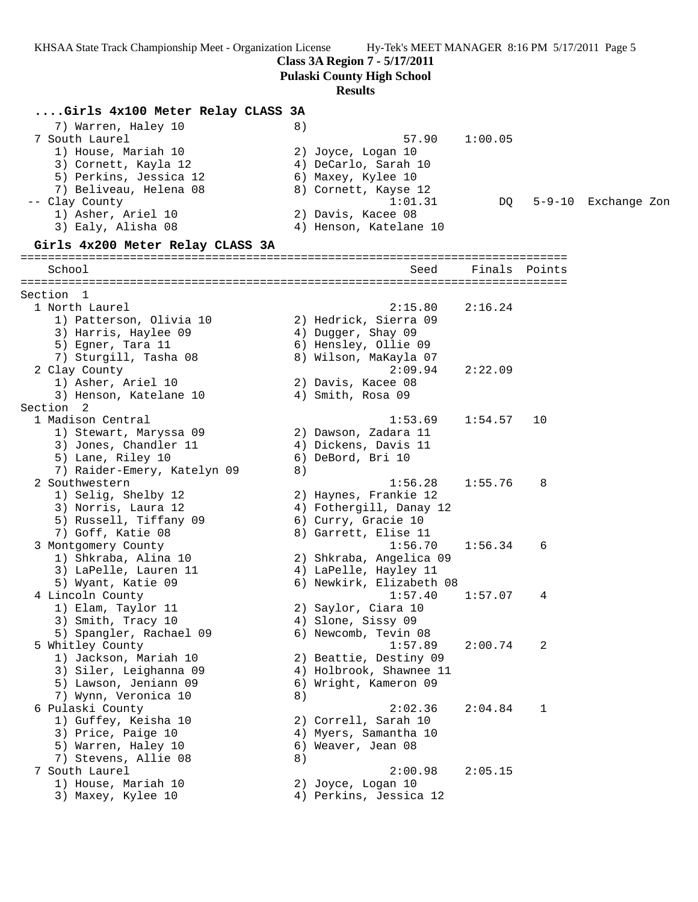**Class 3A Region 7 - 5/17/2011**
**Pulaski County High School**
**Results**

### ....Girls 4x100 Meter Relay CLASS 3A

```
    7) Warren, Haley 10              8)
  7 South Laurel                                 57.90    1:00.05
     1) House, Mariah 10              2) Joyce, Logan 10
     3) Cornett, Kayla 12             4) DeCarlo, Sarah 10
     5) Perkins, Jessica 12           6) Maxey, Kylee 10
     7) Beliveau, Helena 08           8) Cornett, Kayse 12
 -- Clay County                                1:01.31         DQ    5-9-10  Exchange Zon
     1) Asher, Ariel 10               2) Davis, Kacee 08
     3) Ealy, Alisha 08               4) Henson, Katelane 10
```

### Girls 4x200 Meter Relay CLASS 3A

```
==============================================================================
    School                                            Seed     Finals  Points
==============================================================================
Section  1
  1 North Laurel                                   2:15.80    2:16.24
     1) Patterson, Olivia 10          2) Hedrick, Sierra 09
     3) Harris, Haylee 09             4) Dugger, Shay 09
     5) Egner, Tara 11                6) Hensley, Ollie 09
     7) Sturgill, Tasha 08            8) Wilson, MaKayla 07
  2 Clay County                                    2:09.94    2:22.09
     1) Asher, Ariel 10               2) Davis, Kacee 08
     3) Henson, Katelane 10           4) Smith, Rosa 09
Section  2
  1 Madison Central                                1:53.69    1:54.57   10
     1) Stewart, Maryssa 09           2) Dawson, Zadara 11
     3) Jones, Chandler 11            4) Dickens, Davis 11
     5) Lane, Riley 10                6) DeBord, Bri 10
     7) Raider-Emery, Katelyn 09      8)
  2 Southwestern                                   1:56.28    1:55.76    8
     1) Selig, Shelby 12              2) Haynes, Frankie 12
     3) Norris, Laura 12              4) Fothergill, Danay 12
     5) Russell, Tiffany 09           6) Curry, Gracie 10
     7) Goff, Katie 08                8) Garrett, Elise 11
  3 Montgomery County                              1:56.70    1:56.34    6
     1) Shkraba, Alina 10             2) Shkraba, Angelica 09
     3) LaPelle, Lauren 11            4) LaPelle, Hayley 11
     5) Wyant, Katie 09               6) Newkirk, Elizabeth 08
  4 Lincoln County                                 1:57.40    1:57.07    4
     1) Elam, Taylor 11               2) Saylor, Ciara 10
     3) Smith, Tracy 10               4) Slone, Sissy 09
     5) Spangler, Rachael 09          6) Newcomb, Tevin 08
  5 Whitley County                                 1:57.89    2:00.74    2
     1) Jackson, Mariah 10            2) Beattie, Destiny 09
     3) Siler, Leighanna 09           4) Holbrook, Shawnee 11
     5) Lawson, Jeniann 09            6) Wright, Kameron 09
     7) Wynn, Veronica 10             8)
  6 Pulaski County                                 2:02.36    2:04.84    1
     1) Guffey, Keisha 10             2) Correll, Sarah 10
     3) Price, Paige 10               4) Myers, Samantha 10
     5) Warren, Haley 10              6) Weaver, Jean 08
     7) Stevens, Allie 08             8)
  7 South Laurel                                   2:00.98    2:05.15
     1) House, Mariah 10              2) Joyce, Logan 10
     3) Maxey, Kylee 10               4) Perkins, Jessica 12
```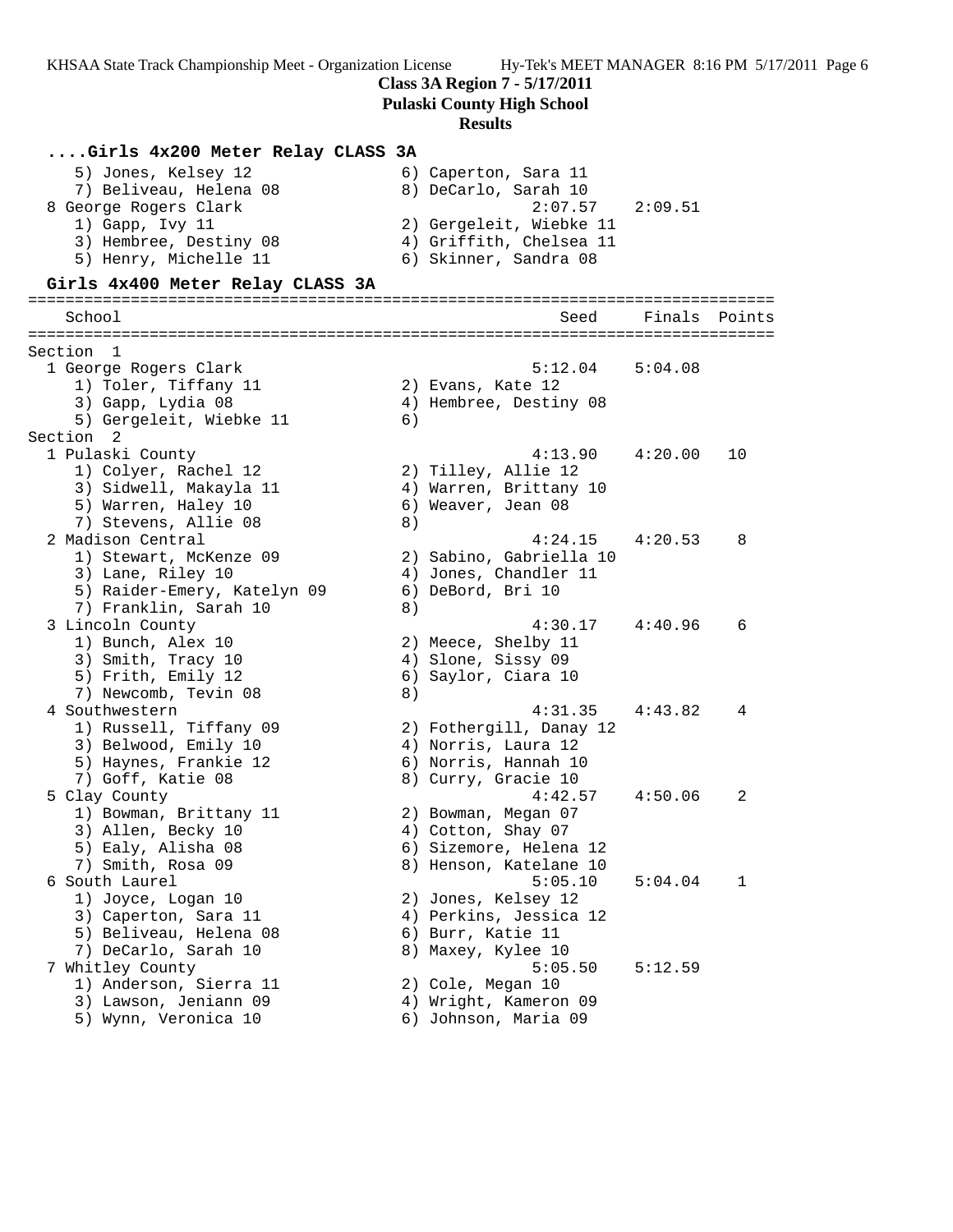**Class 3A Region 7 - 5/17/2011**
**Pulaski County High School**
**Results**

### ....Girls 4x200 Meter Relay CLASS 3A

```
    5) Jones, Kelsey 12                6) Caperton, Sara 11
    7) Beliveau, Helena 08             8) DeCarlo, Sarah 10
  8 George Rogers Clark                          2:07.57    2:09.51
    1) Gapp, Ivy 11                    2) Gergeleit, Wiebke 11
    3) Hembree, Destiny 08             4) Griffith, Chelsea 11
    5) Henry, Michelle 11              6) Skinner, Sandra 08
```

### Girls 4x400 Meter Relay CLASS 3A

```
================================================================================
    School                                          Seed     Finals  Points
================================================================================
Section  1
  1 George Rogers Clark                          5:12.04    5:04.08
    1) Toler, Tiffany 11               2) Evans, Kate 12
    3) Gapp, Lydia 08                  4) Hembree, Destiny 08
    5) Gergeleit, Wiebke 11            6)
Section  2
  1 Pulaski County                               4:13.90    4:20.00   10
    1) Colyer, Rachel 12               2) Tilley, Allie 12
    3) Sidwell, Makayla 11             4) Warren, Brittany 10
    5) Warren, Haley 10                6) Weaver, Jean 08
    7) Stevens, Allie 08               8)
  2 Madison Central                              4:24.15    4:20.53    8
    1) Stewart, McKenze 09             2) Sabino, Gabriella 10
    3) Lane, Riley 10                  4) Jones, Chandler 11
    5) Raider-Emery, Katelyn 09        6) DeBord, Bri 10
    7) Franklin, Sarah 10              8)
  3 Lincoln County                               4:30.17    4:40.96    6
    1) Bunch, Alex 10                  2) Meece, Shelby 11
    3) Smith, Tracy 10                 4) Slone, Sissy 09
    5) Frith, Emily 12                 6) Saylor, Ciara 10
    7) Newcomb, Tevin 08               8)
  4 Southwestern                                 4:31.35    4:43.82    4
    1) Russell, Tiffany 09             2) Fothergill, Danay 12
    3) Belwood, Emily 10               4) Norris, Laura 12
    5) Haynes, Frankie 12              6) Norris, Hannah 10
    7) Goff, Katie 08                  8) Curry, Gracie 10
  5 Clay County                                  4:42.57    4:50.06    2
    1) Bowman, Brittany 11             2) Bowman, Megan 07
    3) Allen, Becky 10                 4) Cotton, Shay 07
    5) Ealy, Alisha 08                 6) Sizemore, Helena 12
    7) Smith, Rosa 09                  8) Henson, Katelane 10
  6 South Laurel                                 5:05.10    5:04.04    1
    1) Joyce, Logan 10                 2) Jones, Kelsey 12
    3) Caperton, Sara 11               4) Perkins, Jessica 12
    5) Beliveau, Helena 08             6) Burr, Katie 11
    7) DeCarlo, Sarah 10               8) Maxey, Kylee 10
  7 Whitley County                               5:05.50    5:12.59
    1) Anderson, Sierra 11             2) Cole, Megan 10
    3) Lawson, Jeniann 09              4) Wright, Kameron 09
    5) Wynn, Veronica 10               6) Johnson, Maria 09
```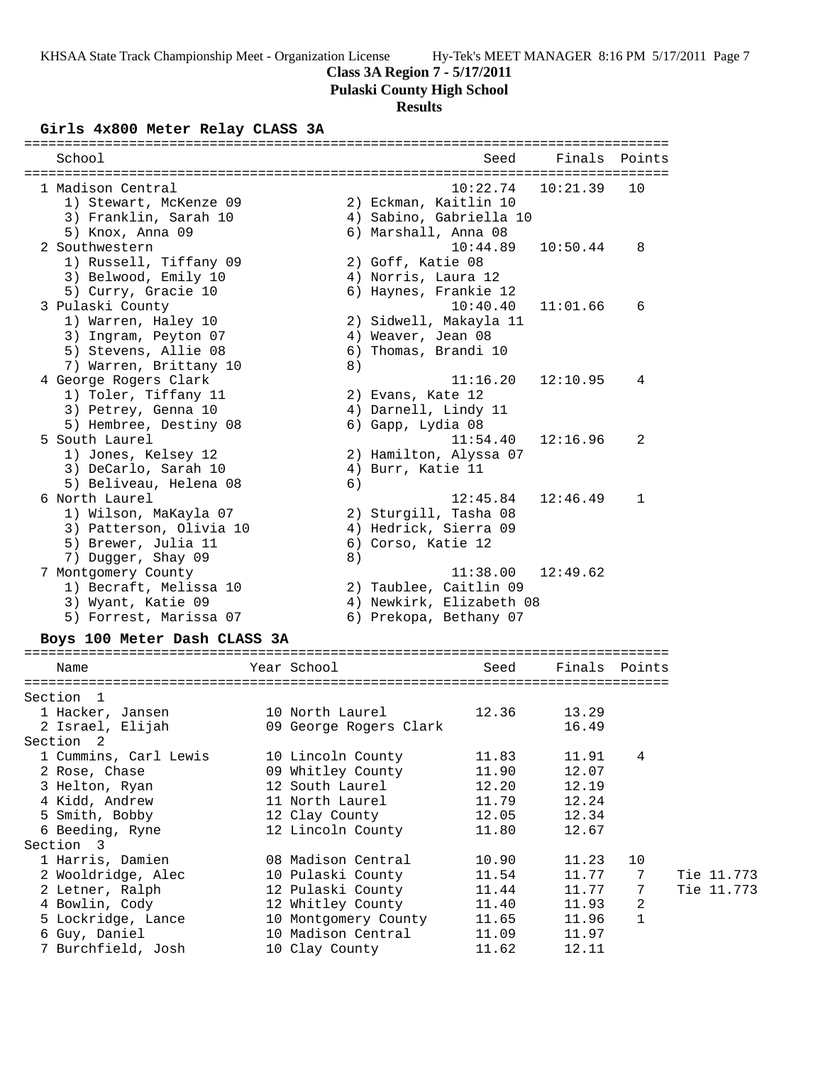**Class 3A Region 7 - 5/17/2011**

**Pulaski County High School**

**Results**

### Girls 4x800 Meter Relay CLASS 3A

| School | Seed | Finals | Points |
|---|---|---|---|
| 1 Madison Central | 10:22.74 | 10:21.39 | 10 |
| 1) Stewart, McKenze 09; 2) Eckman, Kaitlin 10; 3) Franklin, Sarah 10; 4) Sabino, Gabriella 10; 5) Knox, Anna 09; 6) Marshall, Anna 08 | | | |
| 2 Southwestern | 10:44.89 | 10:50.44 | 8 |
| 1) Russell, Tiffany 09; 2) Goff, Katie 08; 3) Belwood, Emily 10; 4) Norris, Laura 12; 5) Curry, Gracie 10; 6) Haynes, Frankie 12 | | | |
| 3 Pulaski County | 10:40.40 | 11:01.66 | 6 |
| 1) Warren, Haley 10; 2) Sidwell, Makayla 11; 3) Ingram, Peyton 07; 4) Weaver, Jean 08; 5) Stevens, Allie 08; 6) Thomas, Brandi 10; 7) Warren, Brittany 10; 8) | | | |
| 4 George Rogers Clark | 11:16.20 | 12:10.95 | 4 |
| 1) Toler, Tiffany 11; 2) Evans, Kate 12; 3) Petrey, Genna 10; 4) Darnell, Lindy 11; 5) Hembree, Destiny 08; 6) Gapp, Lydia 08 | | | |
| 5 South Laurel | 11:54.40 | 12:16.96 | 2 |
| 1) Jones, Kelsey 12; 2) Hamilton, Alyssa 07; 3) DeCarlo, Sarah 10; 4) Burr, Katie 11; 5) Beliveau, Helena 08; 6) | | | |
| 6 North Laurel | 12:45.84 | 12:46.49 | 1 |
| 1) Wilson, MaKayla 07; 2) Sturgill, Tasha 08; 3) Patterson, Olivia 10; 4) Hedrick, Sierra 09; 5) Brewer, Julia 11; 6) Corso, Katie 12; 7) Dugger, Shay 09; 8) | | | |
| 7 Montgomery County | 11:38.00 | 12:49.62 | |
| 1) Becraft, Melissa 10; 2) Taublee, Caitlin 09; 3) Wyant, Katie 09; 4) Newkirk, Elizabeth 08; 5) Forrest, Marissa 07; 6) Prekopa, Bethany 07 | | | |

### Boys 100 Meter Dash CLASS 3A

| Name | Year | School | Seed | Finals | Points | |
|---|---|---|---|---|---|---|
| **Section 1** | | | | | | |
| 1 Hacker, Jansen | 10 | North Laurel | 12.36 | 13.29 | | |
| 2 Israel, Elijah | 09 | George Rogers Clark | | 16.49 | | |
| **Section 2** | | | | | | |
| 1 Cummins, Carl Lewis | 10 | Lincoln County | 11.83 | 11.91 | 4 | |
| 2 Rose, Chase | 09 | Whitley County | 11.90 | 12.07 | | |
| 3 Helton, Ryan | 12 | South Laurel | 12.20 | 12.19 | | |
| 4 Kidd, Andrew | 11 | North Laurel | 11.79 | 12.24 | | |
| 5 Smith, Bobby | 12 | Clay County | 12.05 | 12.34 | | |
| 6 Beeding, Ryne | 12 | Lincoln County | 11.80 | 12.67 | | |
| **Section 3** | | | | | | |
| 1 Harris, Damien | 08 | Madison Central | 10.90 | 11.23 | 10 | |
| 2 Wooldridge, Alec | 10 | Pulaski County | 11.54 | 11.77 | 7 | Tie 11.773 |
| 2 Letner, Ralph | 12 | Pulaski County | 11.44 | 11.77 | 7 | Tie 11.773 |
| 4 Bowlin, Cody | 12 | Whitley County | 11.40 | 11.93 | 2 | |
| 5 Lockridge, Lance | 10 | Montgomery County | 11.65 | 11.96 | 1 | |
| 6 Guy, Daniel | 10 | Madison Central | 11.09 | 11.97 | | |
| 7 Burchfield, Josh | 10 | Clay County | 11.62 | 12.11 | | |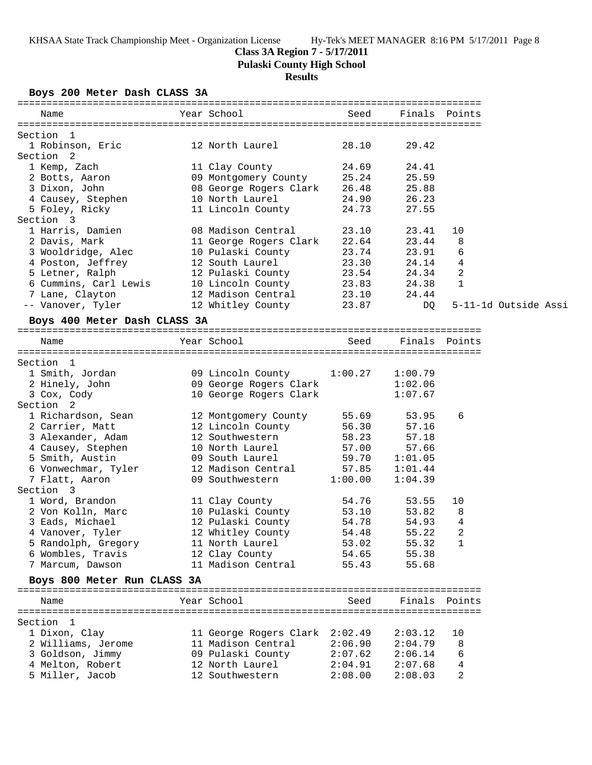**Class 3A Region 7 - 5/17/2011**
**Pulaski County High School**
**Results**

### Boys 200 Meter Dash CLASS 3A

| Name | Year | School | Seed | Finals | Points |
|---|---|---|---|---|---|
| **Section 1** | | | | | |
| 1 Robinson, Eric | 12 | North Laurel | 28.10 | 29.42 | |
| **Section 2** | | | | | |
| 1 Kemp, Zach | 11 | Clay County | 24.69 | 24.41 | |
| 2 Botts, Aaron | 09 | Montgomery County | 25.24 | 25.59 | |
| 3 Dixon, John | 08 | George Rogers Clark | 26.48 | 25.88 | |
| 4 Causey, Stephen | 10 | North Laurel | 24.90 | 26.23 | |
| 5 Foley, Ricky | 11 | Lincoln County | 24.73 | 27.55 | |
| **Section 3** | | | | | |
| 1 Harris, Damien | 08 | Madison Central | 23.10 | 23.41 | 10 |
| 2 Davis, Mark | 11 | George Rogers Clark | 22.64 | 23.44 | 8 |
| 3 Wooldridge, Alec | 10 | Pulaski County | 23.74 | 23.91 | 6 |
| 4 Poston, Jeffrey | 12 | South Laurel | 23.30 | 24.14 | 4 |
| 5 Letner, Ralph | 12 | Pulaski County | 23.54 | 24.34 | 2 |
| 6 Cummins, Carl Lewis | 10 | Lincoln County | 23.83 | 24.38 | 1 |
| 7 Lane, Clayton | 12 | Madison Central | 23.10 | 24.44 | |
| -- Vanover, Tyler | 12 | Whitley County | 23.87 | DQ | 5-11-1d Outside Assi |

### Boys 400 Meter Dash CLASS 3A

| Name | Year | School | Seed | Finals | Points |
|---|---|---|---|---|---|
| **Section 1** | | | | | |
| 1 Smith, Jordan | 09 | Lincoln County | 1:00.27 | 1:00.79 | |
| 2 Hinely, John | 09 | George Rogers Clark | | 1:02.06 | |
| 3 Cox, Cody | 10 | George Rogers Clark | | 1:07.67 | |
| **Section 2** | | | | | |
| 1 Richardson, Sean | 12 | Montgomery County | 55.69 | 53.95 | 6 |
| 2 Carrier, Matt | 12 | Lincoln County | 56.30 | 57.16 | |
| 3 Alexander, Adam | 12 | Southwestern | 58.23 | 57.18 | |
| 4 Causey, Stephen | 10 | North Laurel | 57.00 | 57.66 | |
| 5 Smith, Austin | 09 | South Laurel | 59.70 | 1:01.05 | |
| 6 Vonwechmar, Tyler | 12 | Madison Central | 57.85 | 1:01.44 | |
| 7 Flatt, Aaron | 09 | Southwestern | 1:00.00 | 1:04.39 | |
| **Section 3** | | | | | |
| 1 Word, Brandon | 11 | Clay County | 54.76 | 53.55 | 10 |
| 2 Von Kolln, Marc | 10 | Pulaski County | 53.10 | 53.82 | 8 |
| 3 Eads, Michael | 12 | Pulaski County | 54.78 | 54.93 | 4 |
| 4 Vanover, Tyler | 12 | Whitley County | 54.48 | 55.22 | 2 |
| 5 Randolph, Gregory | 11 | North Laurel | 53.02 | 55.32 | 1 |
| 6 Wombles, Travis | 12 | Clay County | 54.65 | 55.38 | |
| 7 Marcum, Dawson | 11 | Madison Central | 55.43 | 55.68 | |

### Boys 800 Meter Run CLASS 3A

| Name | Year | School | Seed | Finals | Points |
|---|---|---|---|---|---|
| **Section 1** | | | | | |
| 1 Dixon, Clay | 11 | George Rogers Clark | 2:02.49 | 2:03.12 | 10 |
| 2 Williams, Jerome | 11 | Madison Central | 2:06.90 | 2:04.79 | 8 |
| 3 Goldson, Jimmy | 09 | Pulaski County | 2:07.62 | 2:06.14 | 6 |
| 4 Melton, Robert | 12 | North Laurel | 2:04.91 | 2:07.68 | 4 |
| 5 Miller, Jacob | 12 | Southwestern | 2:08.00 | 2:08.03 | 2 |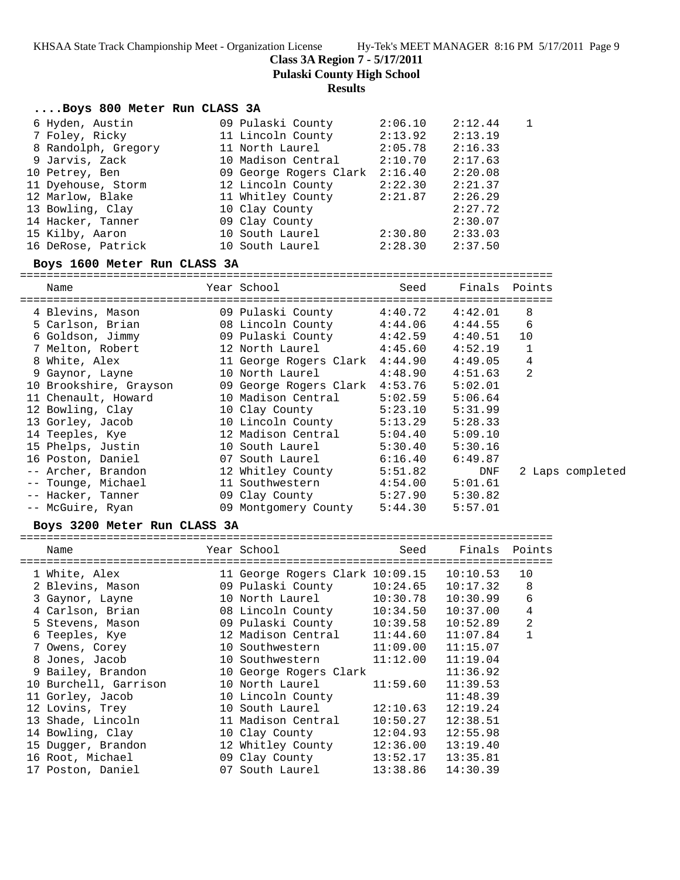**Class 3A Region 7 - 5/17/2011**

**Pulaski County High School**

**Results**

### ....Boys 800 Meter Run CLASS 3A

| Place | Name | Year | School | Seed | Finals | Points |
|---|---|---|---|---|---|---|
| 6 | Hyden, Austin | 09 | Pulaski County | 2:06.10 | 2:12.44 | 1 |
| 7 | Foley, Ricky | 11 | Lincoln County | 2:13.92 | 2:13.19 | |
| 8 | Randolph, Gregory | 11 | North Laurel | 2:05.78 | 2:16.33 | |
| 9 | Jarvis, Zack | 10 | Madison Central | 2:10.70 | 2:17.63 | |
| 10 | Petrey, Ben | 09 | George Rogers Clark | 2:16.40 | 2:20.08 | |
| 11 | Dyehouse, Storm | 12 | Lincoln County | 2:22.30 | 2:21.37 | |
| 12 | Marlow, Blake | 11 | Whitley County | 2:21.87 | 2:26.29 | |
| 13 | Bowling, Clay | 10 | Clay County | | 2:27.72 | |
| 14 | Hacker, Tanner | 09 | Clay County | | 2:30.07 | |
| 15 | Kilby, Aaron | 10 | South Laurel | 2:30.80 | 2:33.03 | |
| 16 | DeRose, Patrick | 10 | South Laurel | 2:28.30 | 2:37.50 | |

### Boys 1600 Meter Run CLASS 3A

| Place | Name | Year | School | Seed | Finals | Points |
|---|---|---|---|---|---|---|
| 4 | Blevins, Mason | 09 | Pulaski County | 4:40.72 | 4:42.01 | 8 |
| 5 | Carlson, Brian | 08 | Lincoln County | 4:44.06 | 4:44.55 | 6 |
| 6 | Goldson, Jimmy | 09 | Pulaski County | 4:42.59 | 4:40.51 | 10 |
| 7 | Melton, Robert | 12 | North Laurel | 4:45.60 | 4:52.19 | 1 |
| 8 | White, Alex | 11 | George Rogers Clark | 4:44.90 | 4:49.05 | 4 |
| 9 | Gaynor, Layne | 10 | North Laurel | 4:48.90 | 4:51.63 | 2 |
| 10 | Brookshire, Grayson | 09 | George Rogers Clark | 4:53.76 | 5:02.01 | |
| 11 | Chenault, Howard | 10 | Madison Central | 5:02.59 | 5:06.64 | |
| 12 | Bowling, Clay | 10 | Clay County | 5:23.10 | 5:31.99 | |
| 13 | Gorley, Jacob | 10 | Lincoln County | 5:13.29 | 5:28.33 | |
| 14 | Teeples, Kye | 12 | Madison Central | 5:04.40 | 5:09.10 | |
| 15 | Phelps, Justin | 10 | South Laurel | 5:30.40 | 5:30.16 | |
| 16 | Poston, Daniel | 07 | South Laurel | 6:16.40 | 6:49.87 | |
| -- | Archer, Brandon | 12 | Whitley County | 5:51.82 | DNF | 2 Laps completed |
| -- | Tounge, Michael | 11 | Southwestern | 4:54.00 | 5:01.61 | |
| -- | Hacker, Tanner | 09 | Clay County | 5:27.90 | 5:30.82 | |
| -- | McGuire, Ryan | 09 | Montgomery County | 5:44.30 | 5:57.01 | |

### Boys 3200 Meter Run CLASS 3A

| Place | Name | Year | School | Seed | Finals | Points |
|---|---|---|---|---|---|---|
| 1 | White, Alex | 11 | George Rogers Clark | 10:09.15 | 10:10.53 | 10 |
| 2 | Blevins, Mason | 09 | Pulaski County | 10:24.65 | 10:17.32 | 8 |
| 3 | Gaynor, Layne | 10 | North Laurel | 10:30.78 | 10:30.99 | 6 |
| 4 | Carlson, Brian | 08 | Lincoln County | 10:34.50 | 10:37.00 | 4 |
| 5 | Stevens, Mason | 09 | Pulaski County | 10:39.58 | 10:52.89 | 2 |
| 6 | Teeples, Kye | 12 | Madison Central | 11:44.60 | 11:07.84 | 1 |
| 7 | Owens, Corey | 10 | Southwestern | 11:09.00 | 11:15.07 | |
| 8 | Jones, Jacob | 10 | Southwestern | 11:12.00 | 11:19.04 | |
| 9 | Bailey, Brandon | 10 | George Rogers Clark | | 11:36.92 | |
| 10 | Burchell, Garrison | 10 | North Laurel | 11:59.60 | 11:39.53 | |
| 11 | Gorley, Jacob | 10 | Lincoln County | | 11:48.39 | |
| 12 | Lovins, Trey | 10 | South Laurel | 12:10.63 | 12:19.24 | |
| 13 | Shade, Lincoln | 11 | Madison Central | 10:50.27 | 12:38.51 | |
| 14 | Bowling, Clay | 10 | Clay County | 12:04.93 | 12:55.98 | |
| 15 | Dugger, Brandon | 12 | Whitley County | 12:36.00 | 13:19.40 | |
| 16 | Root, Michael | 09 | Clay County | 13:52.17 | 13:35.81 | |
| 17 | Poston, Daniel | 07 | South Laurel | 13:38.86 | 14:30.39 | |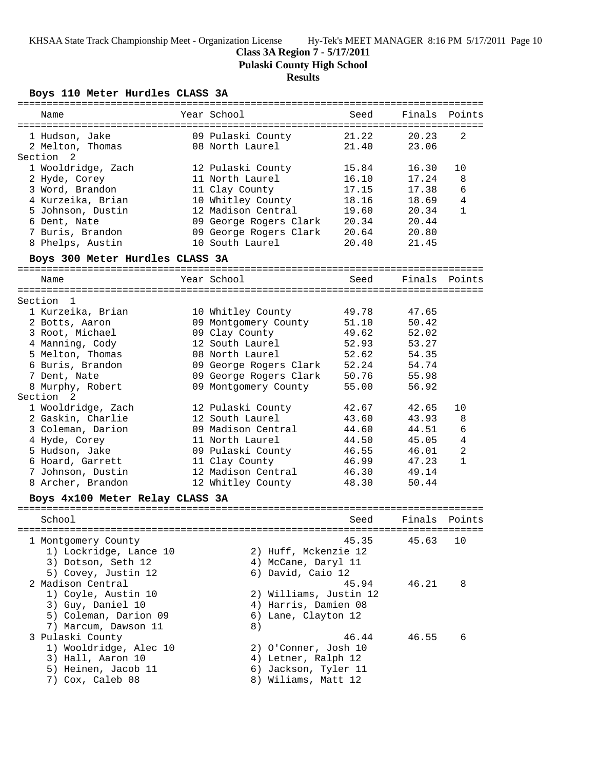**Class 3A Region 7 - 5/17/2011**
**Pulaski County High School**
**Results**

### Boys 110 Meter Hurdles CLASS 3A

| Name | Year | School | Seed | Finals | Points |
|---|---|---|---|---|---|
| 1 Hudson, Jake | 09 | Pulaski County | 21.22 | 20.23 | 2 |
| 2 Melton, Thomas | 08 | North Laurel | 21.40 | 23.06 | |
| **Section 2** | | | | | |
| 1 Wooldridge, Zach | 12 | Pulaski County | 15.84 | 16.30 | 10 |
| 2 Hyde, Corey | 11 | North Laurel | 16.10 | 17.24 | 8 |
| 3 Word, Brandon | 11 | Clay County | 17.15 | 17.38 | 6 |
| 4 Kurzeika, Brian | 10 | Whitley County | 18.16 | 18.69 | 4 |
| 5 Johnson, Dustin | 12 | Madison Central | 19.60 | 20.34 | 1 |
| 6 Dent, Nate | 09 | George Rogers Clark | 20.34 | 20.44 | |
| 7 Buris, Brandon | 09 | George Rogers Clark | 20.64 | 20.80 | |
| 8 Phelps, Austin | 10 | South Laurel | 20.40 | 21.45 | |

### Boys 300 Meter Hurdles CLASS 3A

| Name | Year | School | Seed | Finals | Points |
|---|---|---|---|---|---|
| **Section 1** | | | | | |
| 1 Kurzeika, Brian | 10 | Whitley County | 49.78 | 47.65 | |
| 2 Botts, Aaron | 09 | Montgomery County | 51.10 | 50.42 | |
| 3 Root, Michael | 09 | Clay County | 49.62 | 52.02 | |
| 4 Manning, Cody | 12 | South Laurel | 52.93 | 53.27 | |
| 5 Melton, Thomas | 08 | North Laurel | 52.62 | 54.35 | |
| 6 Buris, Brandon | 09 | George Rogers Clark | 52.24 | 54.74 | |
| 7 Dent, Nate | 09 | George Rogers Clark | 50.76 | 55.98 | |
| 8 Murphy, Robert | 09 | Montgomery County | 55.00 | 56.92 | |
| **Section 2** | | | | | |
| 1 Wooldridge, Zach | 12 | Pulaski County | 42.67 | 42.65 | 10 |
| 2 Gaskin, Charlie | 12 | South Laurel | 43.60 | 43.93 | 8 |
| 3 Coleman, Darion | 09 | Madison Central | 44.60 | 44.51 | 6 |
| 4 Hyde, Corey | 11 | North Laurel | 44.50 | 45.05 | 4 |
| 5 Hudson, Jake | 09 | Pulaski County | 46.55 | 46.01 | 2 |
| 6 Hoard, Garrett | 11 | Clay County | 46.99 | 47.23 | 1 |
| 7 Johnson, Dustin | 12 | Madison Central | 46.30 | 49.14 | |
| 8 Archer, Brandon | 12 | Whitley County | 48.30 | 50.44 | |

### Boys 4x100 Meter Relay CLASS 3A

| School | Seed | Finals | Points |
|---|---|---|---|
| 1 Montgomery County | 45.35 | 45.63 | 10 |
| 1) Lockridge, Lance 10; 2) Huff, Mckenzie 12; 3) Dotson, Seth 12; 4) McCane, Daryl 11; 5) Covey, Justin 12; 6) David, Caio 12 | | | |
| 2 Madison Central | 45.94 | 46.21 | 8 |
| 1) Coyle, Austin 10; 2) Williams, Justin 12; 3) Guy, Daniel 10; 4) Harris, Damien 08; 5) Coleman, Darion 09; 6) Lane, Clayton 12; 7) Marcum, Dawson 11; 8) | | | |
| 3 Pulaski County | 46.44 | 46.55 | 6 |
| 1) Wooldridge, Alec 10; 2) O'Conner, Josh 10; 3) Hall, Aaron 10; 4) Letner, Ralph 12; 5) Heinen, Jacob 11; 6) Jackson, Tyler 11; 7) Cox, Caleb 08; 8) Wiliams, Matt 12 | | | |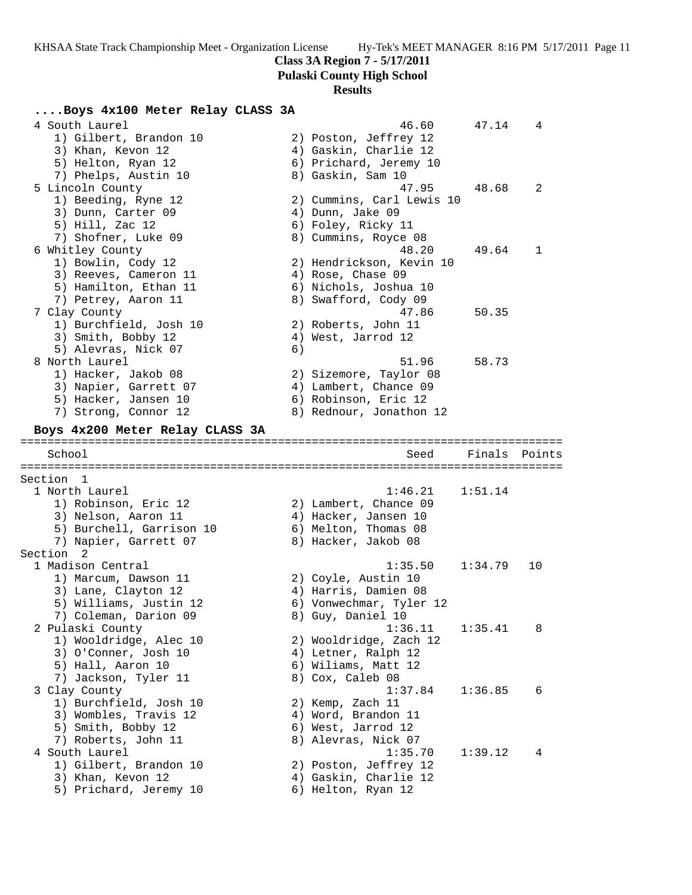**Class 3A Region 7 - 5/17/2011**
**Pulaski County High School**
**Results**

## ....Boys 4x100 Meter Relay CLASS 3A

```
  4 South Laurel                                      46.60      47.14    4
     1) Gilbert, Brandon 10            2) Poston, Jeffrey 12
     3) Khan, Kevon 12                 4) Gaskin, Charlie 12
     5) Helton, Ryan 12                6) Prichard, Jeremy 10
     7) Phelps, Austin 10              8) Gaskin, Sam 10
  5 Lincoln County                                    47.95      48.68    2
     1) Beeding, Ryne 12               2) Cummins, Carl Lewis 10
     3) Dunn, Carter 09                4) Dunn, Jake 09
     5) Hill, Zac 12                   6) Foley, Ricky 11
     7) Shofner, Luke 09               8) Cummins, Royce 08
  6 Whitley County                                    48.20      49.64    1
     1) Bowlin, Cody 12                2) Hendrickson, Kevin 10
     3) Reeves, Cameron 11             4) Rose, Chase 09
     5) Hamilton, Ethan 11             6) Nichols, Joshua 10
     7) Petrey, Aaron 11               8) Swafford, Cody 09
  7 Clay County                                       47.86      50.35
     1) Burchfield, Josh 10            2) Roberts, John 11
     3) Smith, Bobby 12                4) West, Jarrod 12
     5) Alevras, Nick 07               6)
  8 North Laurel                                      51.96      58.73
     1) Hacker, Jakob 08               2) Sizemore, Taylor 08
     3) Napier, Garrett 07             4) Lambert, Chance 09
     5) Hacker, Jansen 10              6) Robinson, Eric 12
     7) Strong, Connor 12              8) Rednour, Jonathon 12
```

## Boys 4x200 Meter Relay CLASS 3A

```
================================================================================
    School                                            Seed     Finals  Points
================================================================================
Section  1
  1 North Laurel                                    1:46.21    1:51.14
     1) Robinson, Eric 12              2) Lambert, Chance 09
     3) Nelson, Aaron 11               4) Hacker, Jansen 10
     5) Burchell, Garrison 10          6) Melton, Thomas 08
     7) Napier, Garrett 07             8) Hacker, Jakob 08
Section  2
  1 Madison Central                                 1:35.50    1:34.79   10
     1) Marcum, Dawson 11              2) Coyle, Austin 10
     3) Lane, Clayton 12               4) Harris, Damien 08
     5) Williams, Justin 12            6) Vonwechmar, Tyler 12
     7) Coleman, Darion 09             8) Guy, Daniel 10
  2 Pulaski County                                  1:36.11    1:35.41    8
     1) Wooldridge, Alec 10            2) Wooldridge, Zach 12
     3) O'Conner, Josh 10              4) Letner, Ralph 12
     5) Hall, Aaron 10                 6) Wiliams, Matt 12
     7) Jackson, Tyler 11              8) Cox, Caleb 08
  3 Clay County                                     1:37.84    1:36.85    6
     1) Burchfield, Josh 10            2) Kemp, Zach 11
     3) Wombles, Travis 12             4) Word, Brandon 11
     5) Smith, Bobby 12                6) West, Jarrod 12
     7) Roberts, John 11               8) Alevras, Nick 07
  4 South Laurel                                    1:35.70    1:39.12    4
     1) Gilbert, Brandon 10            2) Poston, Jeffrey 12
     3) Khan, Kevon 12                 4) Gaskin, Charlie 12
     5) Prichard, Jeremy 10            6) Helton, Ryan 12
```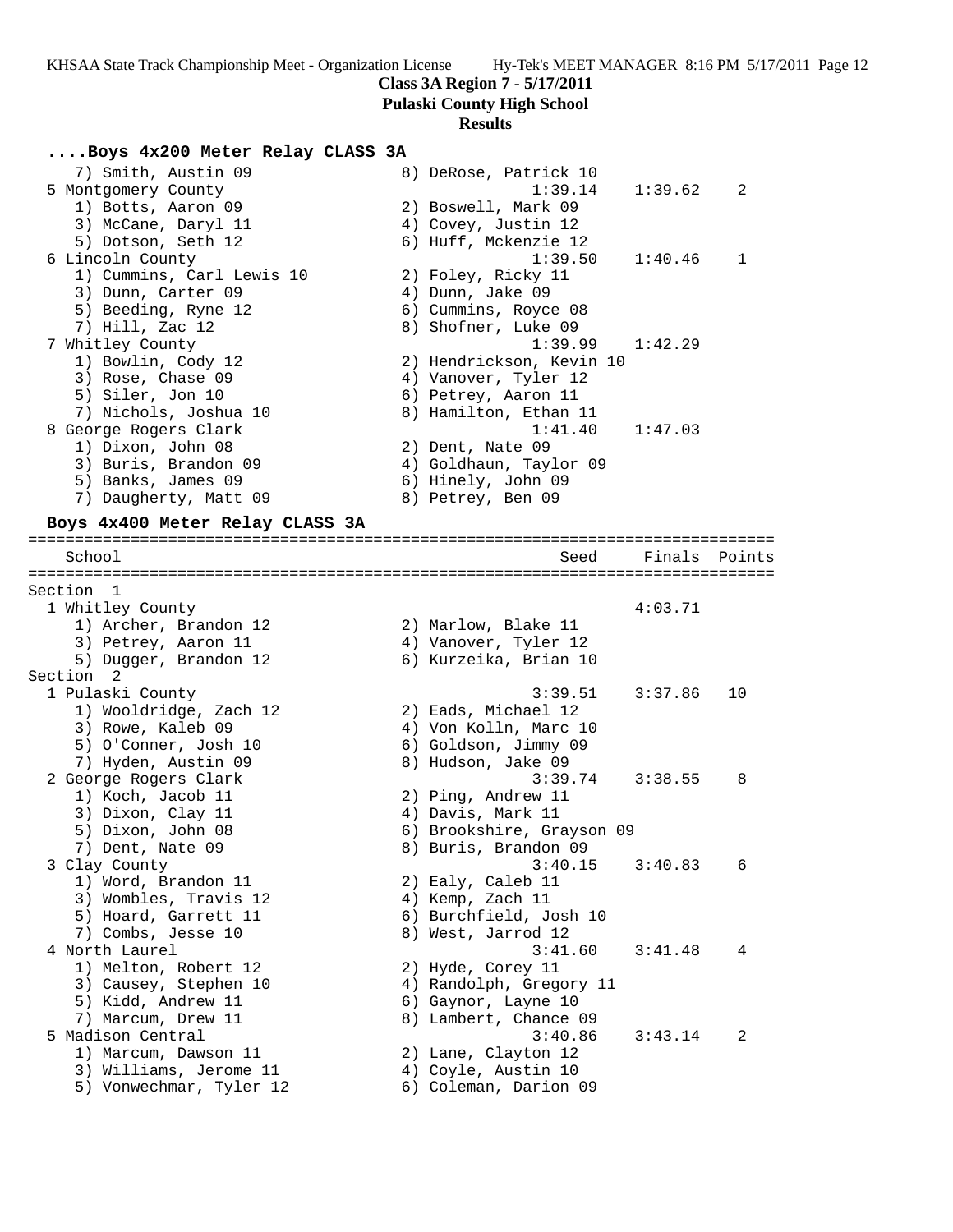**Class 3A Region 7 - 5/17/2011**
**Pulaski County High School**
**Results**

### ....Boys 4x200 Meter Relay CLASS 3A

```
    7) Smith, Austin 09               8) DeRose, Patrick 10
  5 Montgomery County                          1:39.14    1:39.62    2
    1) Botts, Aaron 09                2) Boswell, Mark 09
    3) McCane, Daryl 11               4) Covey, Justin 12
    5) Dotson, Seth 12                6) Huff, Mckenzie 12
  6 Lincoln County                             1:39.50    1:40.46    1
    1) Cummins, Carl Lewis 10         2) Foley, Ricky 11
    3) Dunn, Carter 09                4) Dunn, Jake 09
    5) Beeding, Ryne 12               6) Cummins, Royce 08
    7) Hill, Zac 12                   8) Shofner, Luke 09
  7 Whitley County                             1:39.99    1:42.29
    1) Bowlin, Cody 12                2) Hendrickson, Kevin 10
    3) Rose, Chase 09                 4) Vanover, Tyler 12
    5) Siler, Jon 10                  6) Petrey, Aaron 11
    7) Nichols, Joshua 10             8) Hamilton, Ethan 11
  8 George Rogers Clark                        1:41.40    1:47.03
    1) Dixon, John 08                 2) Dent, Nate 09
    3) Buris, Brandon 09              4) Goldhaun, Taylor 09
    5) Banks, James 09                6) Hinely, John 09
    7) Daugherty, Matt 09             8) Petrey, Ben 09
```

### Boys 4x400 Meter Relay CLASS 3A

```
================================================================================
    School                                        Seed     Finals  Points
================================================================================
Section  1
  1 Whitley County                                         4:03.71
    1) Archer, Brandon 12             2) Marlow, Blake 11
    3) Petrey, Aaron 11               4) Vanover, Tyler 12
    5) Dugger, Brandon 12             6) Kurzeika, Brian 10
Section  2
  1 Pulaski County                             3:39.51    3:37.86   10
    1) Wooldridge, Zach 12            2) Eads, Michael 12
    3) Rowe, Kaleb 09                 4) Von Kolln, Marc 10
    5) O'Conner, Josh 10              6) Goldson, Jimmy 09
    7) Hyden, Austin 09               8) Hudson, Jake 09
  2 George Rogers Clark                        3:39.74    3:38.55    8
    1) Koch, Jacob 11                 2) Ping, Andrew 11
    3) Dixon, Clay 11                 4) Davis, Mark 11
    5) Dixon, John 08                 6) Brookshire, Grayson 09
    7) Dent, Nate 09                  8) Buris, Brandon 09
  3 Clay County                                3:40.15    3:40.83    6
    1) Word, Brandon 11               2) Ealy, Caleb 11
    3) Wombles, Travis 12             4) Kemp, Zach 11
    5) Hoard, Garrett 11              6) Burchfield, Josh 10
    7) Combs, Jesse 10                8) West, Jarrod 12
  4 North Laurel                               3:41.60    3:41.48    4
    1) Melton, Robert 12              2) Hyde, Corey 11
    3) Causey, Stephen 10             4) Randolph, Gregory 11
    5) Kidd, Andrew 11                6) Gaynor, Layne 10
    7) Marcum, Drew 11                8) Lambert, Chance 09
  5 Madison Central                            3:40.86    3:43.14    2
    1) Marcum, Dawson 11              2) Lane, Clayton 12
    3) Williams, Jerome 11            4) Coyle, Austin 10
    5) Vonwechmar, Tyler 12           6) Coleman, Darion 09
```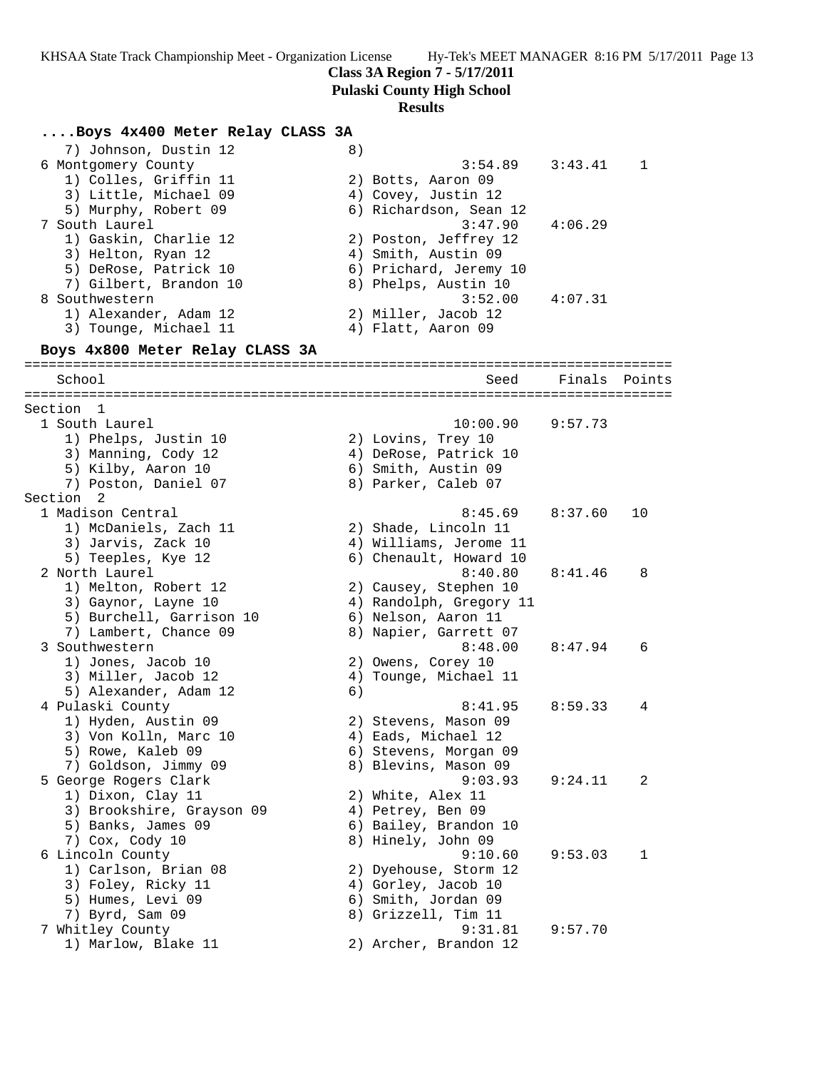**Class 3A Region 7 - 5/17/2011**
**Pulaski County High School**
**Results**

### ....Boys 4x400 Meter Relay CLASS 3A

```
    7) Johnson, Dustin 12             8)
  6 Montgomery County                                 3:54.89    3:43.41    1
    1) Colles, Griffin 11             2) Botts, Aaron 09
    3) Little, Michael 09             4) Covey, Justin 12
    5) Murphy, Robert 09              6) Richardson, Sean 12
  7 South Laurel                                      3:47.90    4:06.29
    1) Gaskin, Charlie 12             2) Poston, Jeffrey 12
    3) Helton, Ryan 12                4) Smith, Austin 09
    5) DeRose, Patrick 10             6) Prichard, Jeremy 10
    7) Gilbert, Brandon 10            8) Phelps, Austin 10
  8 Southwestern                                      3:52.00    4:07.31
    1) Alexander, Adam 12             2) Miller, Jacob 12
    3) Tounge, Michael 11             4) Flatt, Aaron 09
```

### Boys 4x800 Meter Relay CLASS 3A

```
===============================================================================
    School                                            Seed     Finals  Points
===============================================================================
Section  1
  1 South Laurel                                    10:00.90    9:57.73
    1) Phelps, Justin 10              2) Lovins, Trey 10
    3) Manning, Cody 12               4) DeRose, Patrick 10
    5) Kilby, Aaron 10                6) Smith, Austin 09
    7) Poston, Daniel 07              8) Parker, Caleb 07
Section  2
  1 Madison Central                                  8:45.69    8:37.60   10
    1) McDaniels, Zach 11             2) Shade, Lincoln 11
    3) Jarvis, Zack 10                4) Williams, Jerome 11
    5) Teeples, Kye 12                6) Chenault, Howard 10
  2 North Laurel                                     8:40.80    8:41.46    8
    1) Melton, Robert 12              2) Causey, Stephen 10
    3) Gaynor, Layne 10               4) Randolph, Gregory 11
    5) Burchell, Garrison 10          6) Nelson, Aaron 11
    7) Lambert, Chance 09             8) Napier, Garrett 07
  3 Southwestern                                     8:48.00    8:47.94    6
    1) Jones, Jacob 10                2) Owens, Corey 10
    3) Miller, Jacob 12               4) Tounge, Michael 11
    5) Alexander, Adam 12             6)
  4 Pulaski County                                   8:41.95    8:59.33    4
    1) Hyden, Austin 09               2) Stevens, Mason 09
    3) Von Kolln, Marc 10             4) Eads, Michael 12
    5) Rowe, Kaleb 09                 6) Stevens, Morgan 09
    7) Goldson, Jimmy 09              8) Blevins, Mason 09
  5 George Rogers Clark                              9:03.93    9:24.11    2
    1) Dixon, Clay 11                 2) White, Alex 11
    3) Brookshire, Grayson 09         4) Petrey, Ben 09
    5) Banks, James 09                6) Bailey, Brandon 10
    7) Cox, Cody 10                   8) Hinely, John 09
  6 Lincoln County                                   9:10.60    9:53.03    1
    1) Carlson, Brian 08              2) Dyehouse, Storm 12
    3) Foley, Ricky 11                4) Gorley, Jacob 10
    5) Humes, Levi 09                 6) Smith, Jordan 09
    7) Byrd, Sam 09                   8) Grizzell, Tim 11
  7 Whitley County                                   9:31.81    9:57.70
    1) Marlow, Blake 11               2) Archer, Brandon 12
```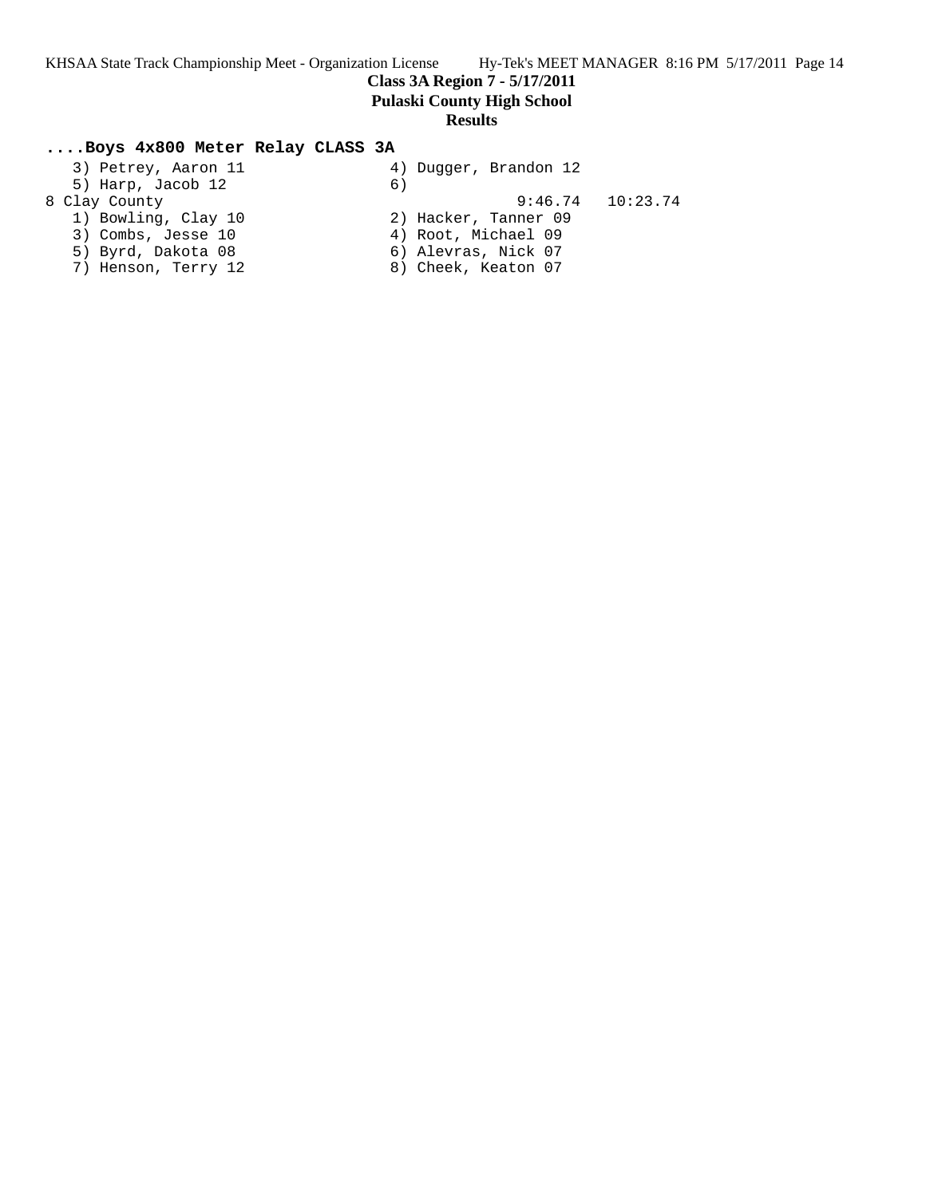**Class 3A Region 7 - 5/17/2011**

**Pulaski County High School**

**Results**

**....Boys 4x800 Meter Relay CLASS 3A**

```
   3) Petrey, Aaron 11               4) Dugger, Brandon 12
   5) Harp, Jacob 12                 6)
8 Clay County                                  9:46.74   10:23.74
   1) Bowling, Clay 10               2) Hacker, Tanner 09
   3) Combs, Jesse 10                4) Root, Michael 09
   5) Byrd, Dakota 08                6) Alevras, Nick 07
   7) Henson, Terry 12               8) Cheek, Keaton 07
```